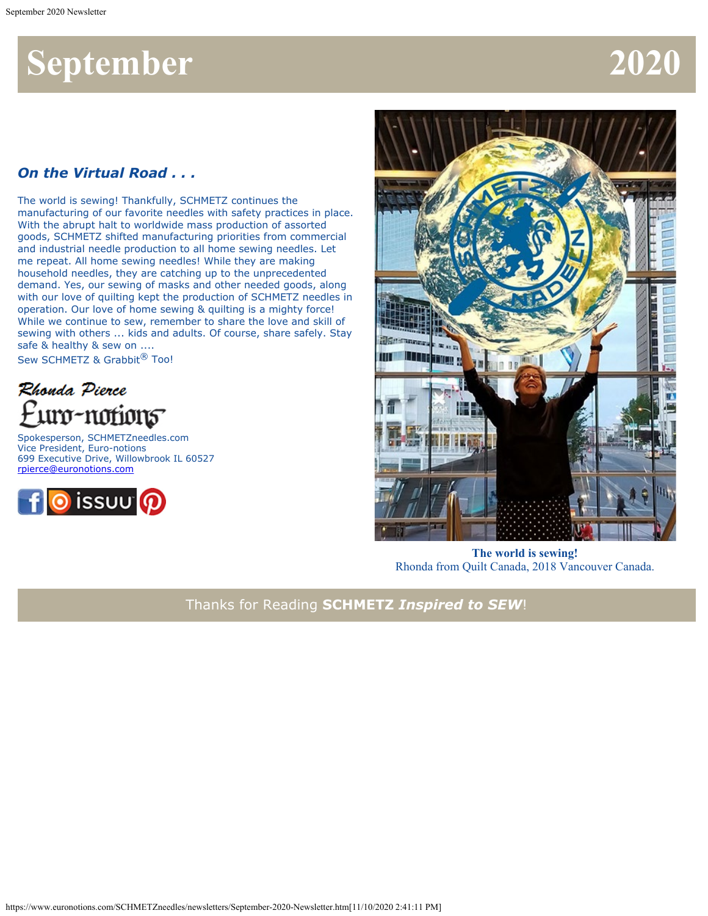# September 2020

### *On the Virtual Road . . .*

The world is sewing! Thankfully, SCHMETZ continues the manufacturing of our favorite needles with safety practices in place. With the abrupt halt to worldwide mass production of assorted goods, SCHMETZ shifted manufacturing priorities from commercial and industrial needle production to all home sewing needles. Let me repeat. All home sewing needles! While they are making household needles, they are catching up to the unprecedented demand. Yes, our sewing of masks and other needed goods, along with our love of quilting kept the production of SCHMETZ needles in operation. Our love of home sewing & quilting is a mighty force! While we continue to sew, remember to share the love and skill of sewing with others ... kids and adults. Of course, share safely. Stay safe & healthy & sew on ....

Sew SCHMETZ & Grabbit® Too!

Rhonda Pierce
Euro-notions

Spokesperson, SCHMETZneedles.com
Vice President, Euro-notions
699 Executive Drive, Willowbrook IL 60527
rpierce@euronotions.com

**The world is sewing!**
Rhonda from Quilt Canada, 2018 Vancouver Canada.

Thanks for Reading **SCHMETZ *Inspired to SEW***!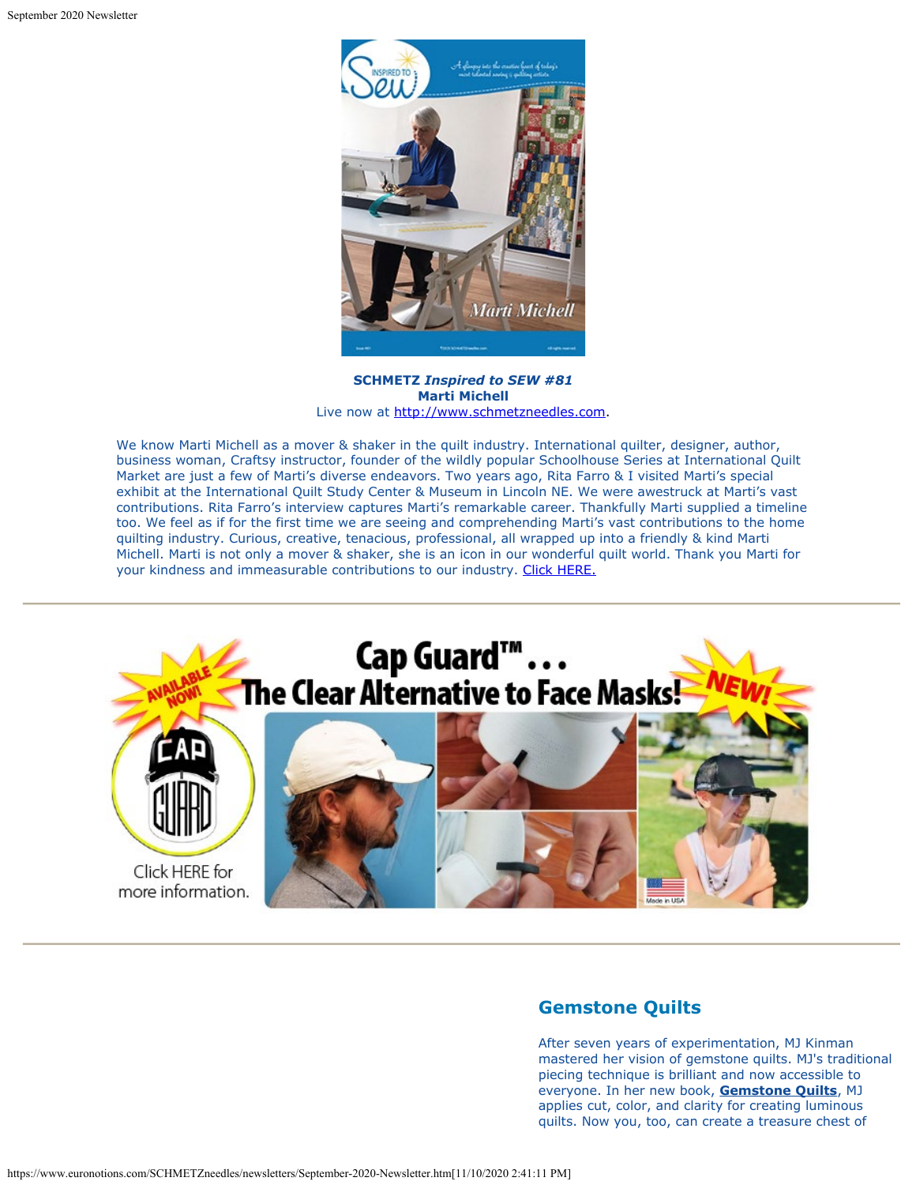**SCHMETZ *Inspired to SEW #81***
**Marti Michell**
Live now at http://www.schmetzneedles.com.

We know Marti Michell as a mover & shaker in the quilt industry. International quilter, designer, author, business woman, Craftsy instructor, founder of the wildly popular Schoolhouse Series at International Quilt Market are just a few of Marti's diverse endeavors. Two years ago, Rita Farro & I visited Marti's special exhibit at the International Quilt Study Center & Museum in Lincoln NE. We were awestruck at Marti's vast contributions. Rita Farro's interview captures Marti's remarkable career. Thankfully Marti supplied a timeline too. We feel as if for the first time we are seeing and comprehending Marti's vast contributions to the home quilting industry. Curious, creative, tenacious, professional, all wrapped up into a friendly & kind Marti Michell. Marti is not only a mover & shaker, she is an icon in our wonderful quilt world. Thank you Marti for your kindness and immeasurable contributions to our industry. Click HERE.

---

---

## Gemstone Quilts

After seven years of experimentation, MJ Kinman mastered her vision of gemstone quilts. MJ's traditional piecing technique is brilliant and now accessible to everyone. In her new book, **Gemstone Quilts**, MJ applies cut, color, and clarity for creating luminous quilts. Now you, too, can create a treasure chest of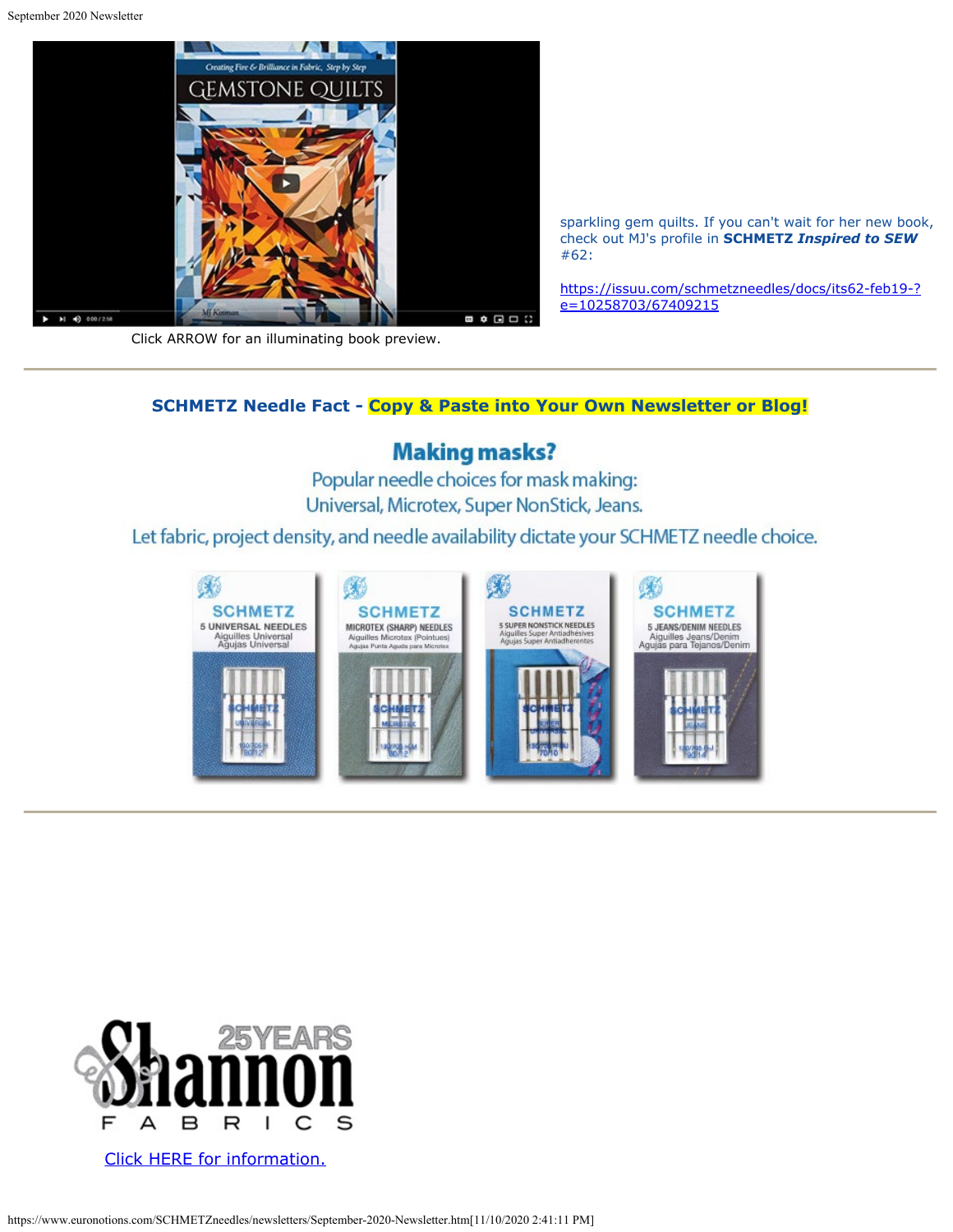Click ARROW for an illuminating book preview.

sparkling gem quilts. If you can't wait for her new book, check out MJ's profile in **SCHMETZ *Inspired to SEW*** #62:

https://issuu.com/schmetzneedles/docs/its62-feb19-?e=10258703/67409215

---

**SCHMETZ Needle Fact - Copy & Paste into Your Own Newsletter or Blog!**

**Making masks?**

Popular needle choices for mask making:
Universal, Microtex, Super NonStick, Jeans.

Let fabric, project density, and needle availability dictate your SCHMETZ needle choice.

---

Click HERE for information.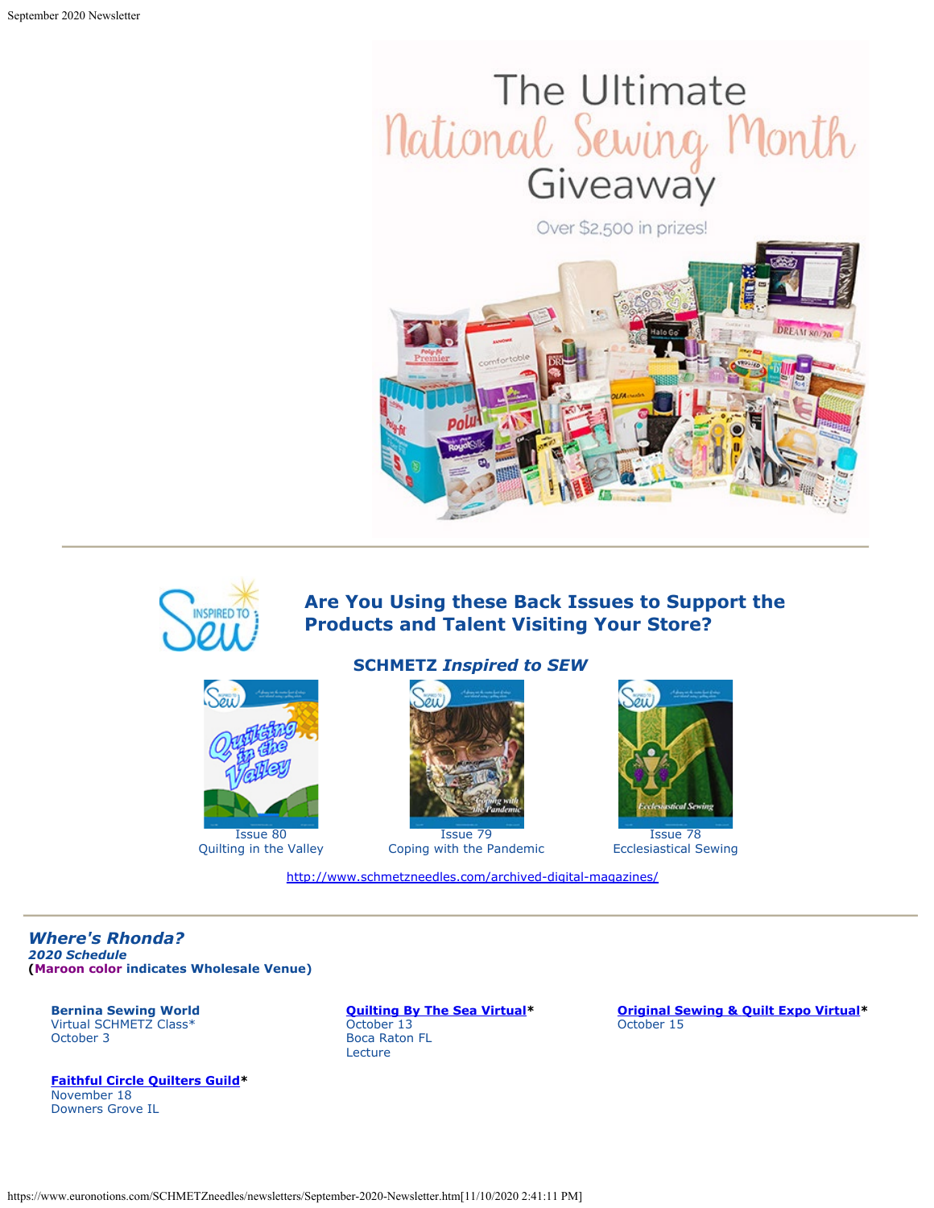The Ultimate National Sewing Month Giveaway

Over $2,500 in prizes!

---

## Are You Using these Back Issues to Support the Products and Talent Visiting Your Store?

### SCHMETZ *Inspired to SEW*

Issue 80
Quilting in the Valley

Issue 79
Coping with the Pandemic

Issue 78
Ecclesiastical Sewing

http://www.schmetzneedles.com/archived-digital-magazines/

---

## *Where's Rhonda?*

***2020 Schedule***

**(Maroon color indicates Wholesale Venue)**

**Bernina Sewing World**
Virtual SCHMETZ Class*
October 3

**Quilting By The Sea Virtual***
October 13
Boca Raton FL
Lecture

**Original Sewing & Quilt Expo Virtual***
October 15

**Faithful Circle Quilters Guild***
November 18
Downers Grove IL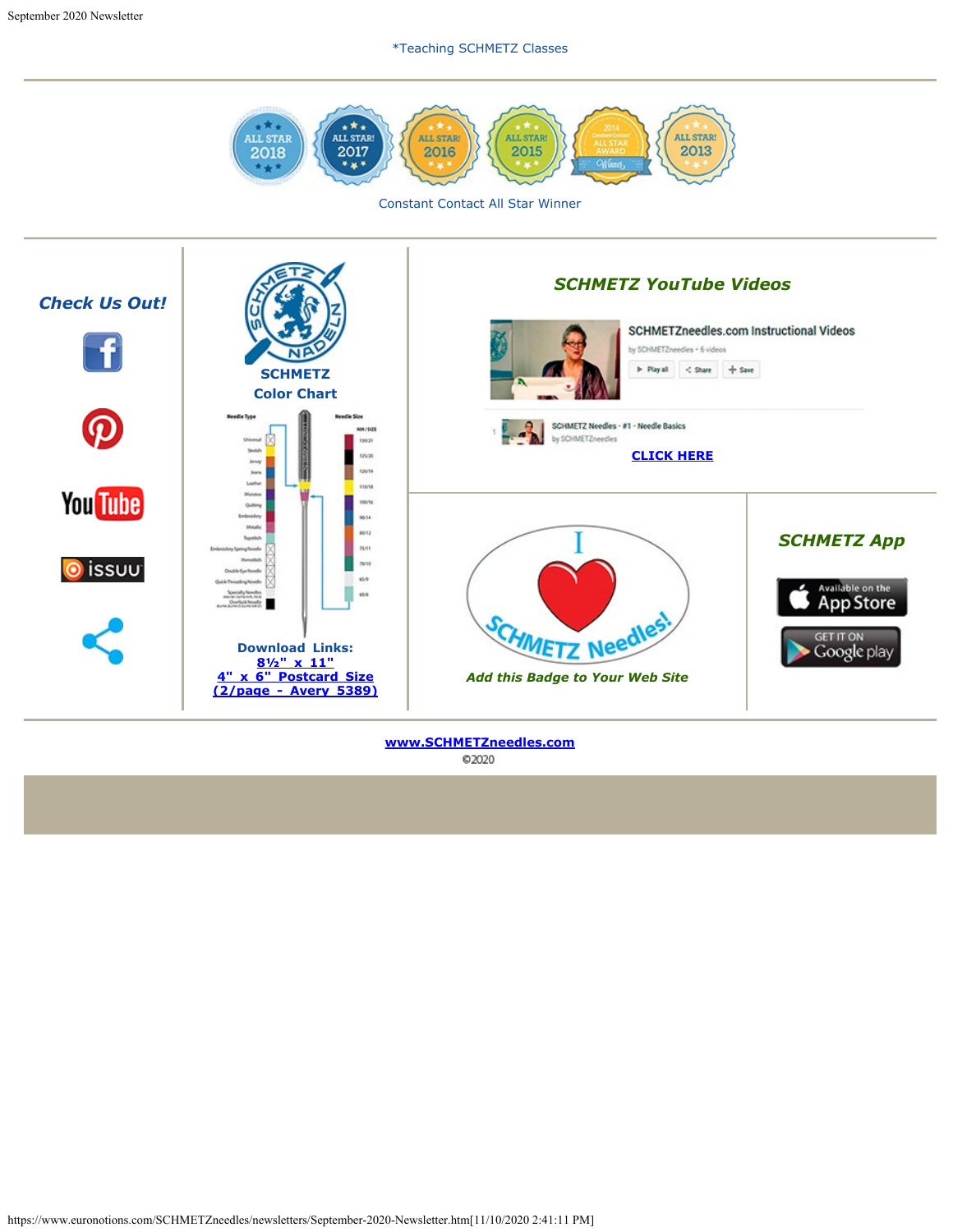*Teaching SCHMETZ Classes

Constant Contact All Star Winner

### *Check Us Out!*

SCHMETZ
Color Chart

Download Links:
8½" x 11"
4" x 6" Postcard Size
(2/page - Avery 5389)

### *SCHMETZ YouTube Videos*

CLICK HERE

*Add this Badge to Your Web Site*

### *SCHMETZ App*

www.SCHMETZneedles.com
©2020